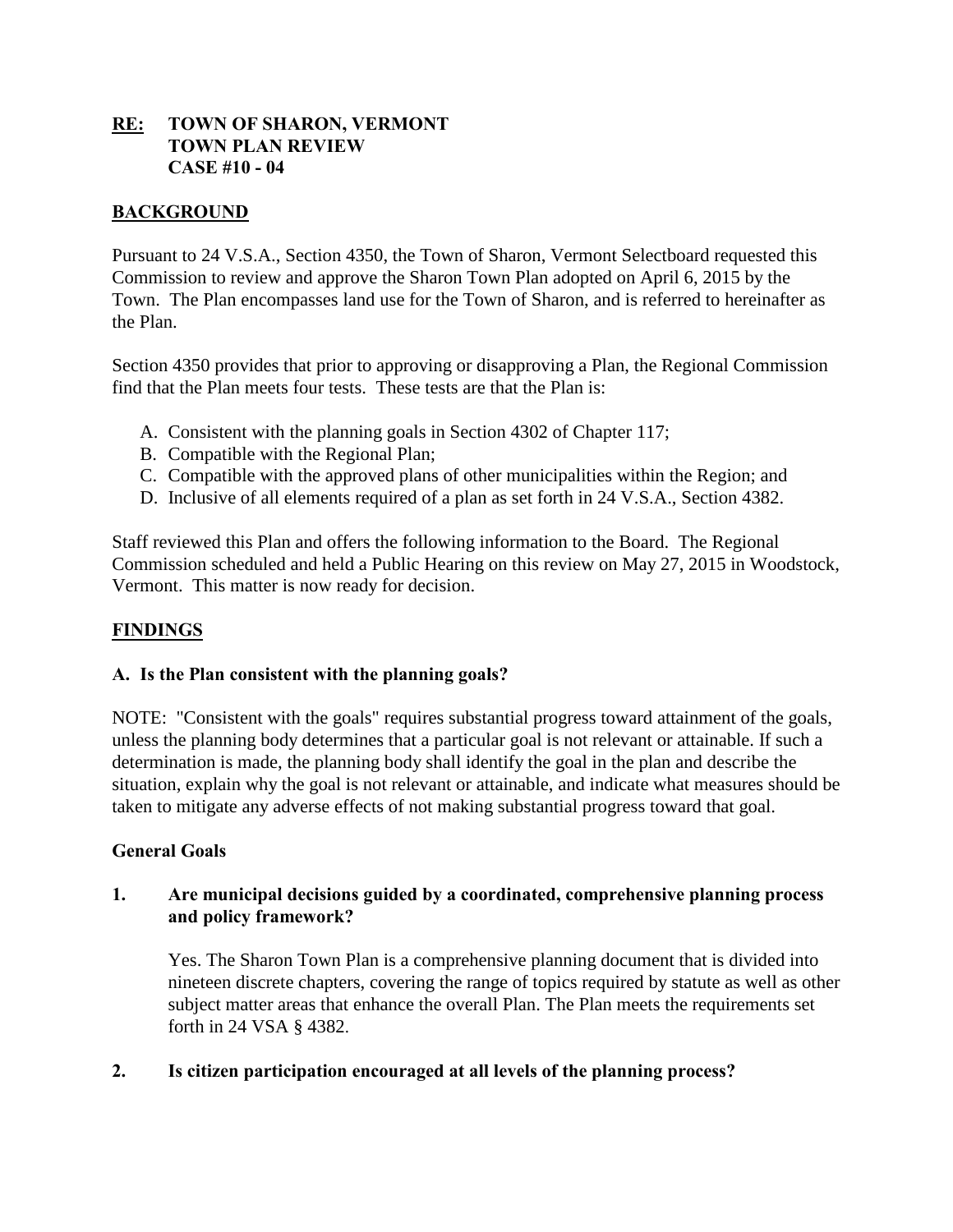**RE: TOWN OF SHARON, VERMONT**
**TOWN PLAN REVIEW**
**CASE #10 - 04**

## BACKGROUND

Pursuant to 24 V.S.A., Section 4350, the Town of Sharon, Vermont Selectboard requested this Commission to review and approve the Sharon Town Plan adopted on April 6, 2015 by the Town. The Plan encompasses land use for the Town of Sharon, and is referred to hereinafter as the Plan.

Section 4350 provides that prior to approving or disapproving a Plan, the Regional Commission find that the Plan meets four tests. These tests are that the Plan is:

A. Consistent with the planning goals in Section 4302 of Chapter 117;
B. Compatible with the Regional Plan;
C. Compatible with the approved plans of other municipalities within the Region; and
D. Inclusive of all elements required of a plan as set forth in 24 V.S.A., Section 4382.

Staff reviewed this Plan and offers the following information to the Board. The Regional Commission scheduled and held a Public Hearing on this review on May 27, 2015 in Woodstock, Vermont. This matter is now ready for decision.

## FINDINGS

### A. Is the Plan consistent with the planning goals?

NOTE: "Consistent with the goals" requires substantial progress toward attainment of the goals, unless the planning body determines that a particular goal is not relevant or attainable. If such a determination is made, the planning body shall identify the goal in the plan and describe the situation, explain why the goal is not relevant or attainable, and indicate what measures should be taken to mitigate any adverse effects of not making substantial progress toward that goal.

### General Goals

**1. Are municipal decisions guided by a coordinated, comprehensive planning process and policy framework?**

Yes. The Sharon Town Plan is a comprehensive planning document that is divided into nineteen discrete chapters, covering the range of topics required by statute as well as other subject matter areas that enhance the overall Plan. The Plan meets the requirements set forth in 24 VSA § 4382.

**2. Is citizen participation encouraged at all levels of the planning process?**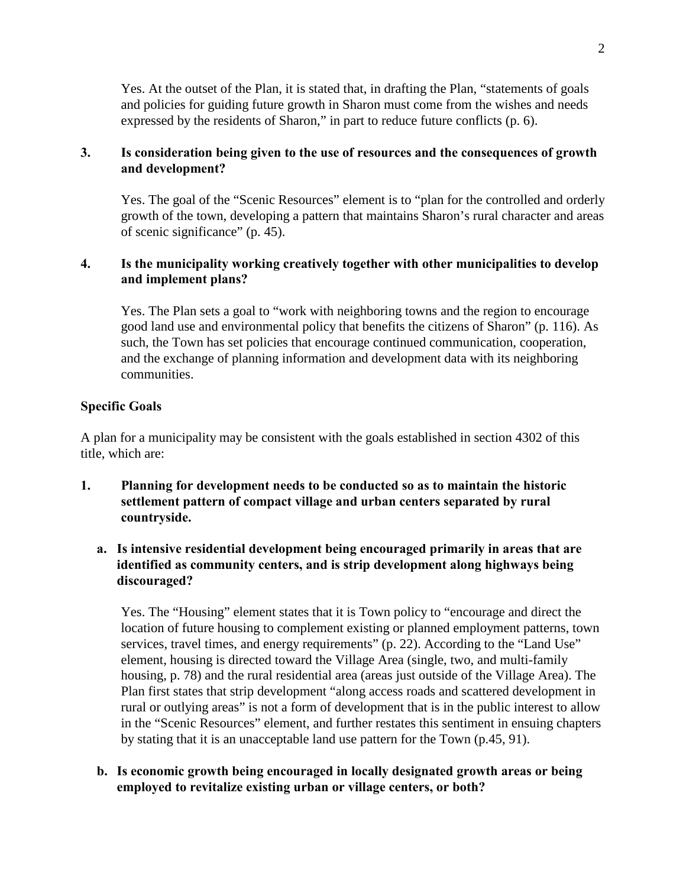Yes. At the outset of the Plan, it is stated that, in drafting the Plan, "statements of goals and policies for guiding future growth in Sharon must come from the wishes and needs expressed by the residents of Sharon," in part to reduce future conflicts (p. 6).

**3. Is consideration being given to the use of resources and the consequences of growth and development?**

Yes. The goal of the "Scenic Resources" element is to "plan for the controlled and orderly growth of the town, developing a pattern that maintains Sharon's rural character and areas of scenic significance" (p. 45).

**4. Is the municipality working creatively together with other municipalities to develop and implement plans?**

Yes. The Plan sets a goal to "work with neighboring towns and the region to encourage good land use and environmental policy that benefits the citizens of Sharon" (p. 116). As such, the Town has set policies that encourage continued communication, cooperation, and the exchange of planning information and development data with its neighboring communities.

**Specific Goals**

A plan for a municipality may be consistent with the goals established in section 4302 of this title, which are:

**1. Planning for development needs to be conducted so as to maintain the historic settlement pattern of compact village and urban centers separated by rural countryside.**

**a. Is intensive residential development being encouraged primarily in areas that are identified as community centers, and is strip development along highways being discouraged?**

Yes. The "Housing" element states that it is Town policy to "encourage and direct the location of future housing to complement existing or planned employment patterns, town services, travel times, and energy requirements" (p. 22). According to the "Land Use" element, housing is directed toward the Village Area (single, two, and multi-family housing, p. 78) and the rural residential area (areas just outside of the Village Area). The Plan first states that strip development "along access roads and scattered development in rural or outlying areas" is not a form of development that is in the public interest to allow in the "Scenic Resources" element, and further restates this sentiment in ensuing chapters by stating that it is an unacceptable land use pattern for the Town (p.45, 91).

**b. Is economic growth being encouraged in locally designated growth areas or being employed to revitalize existing urban or village centers, or both?**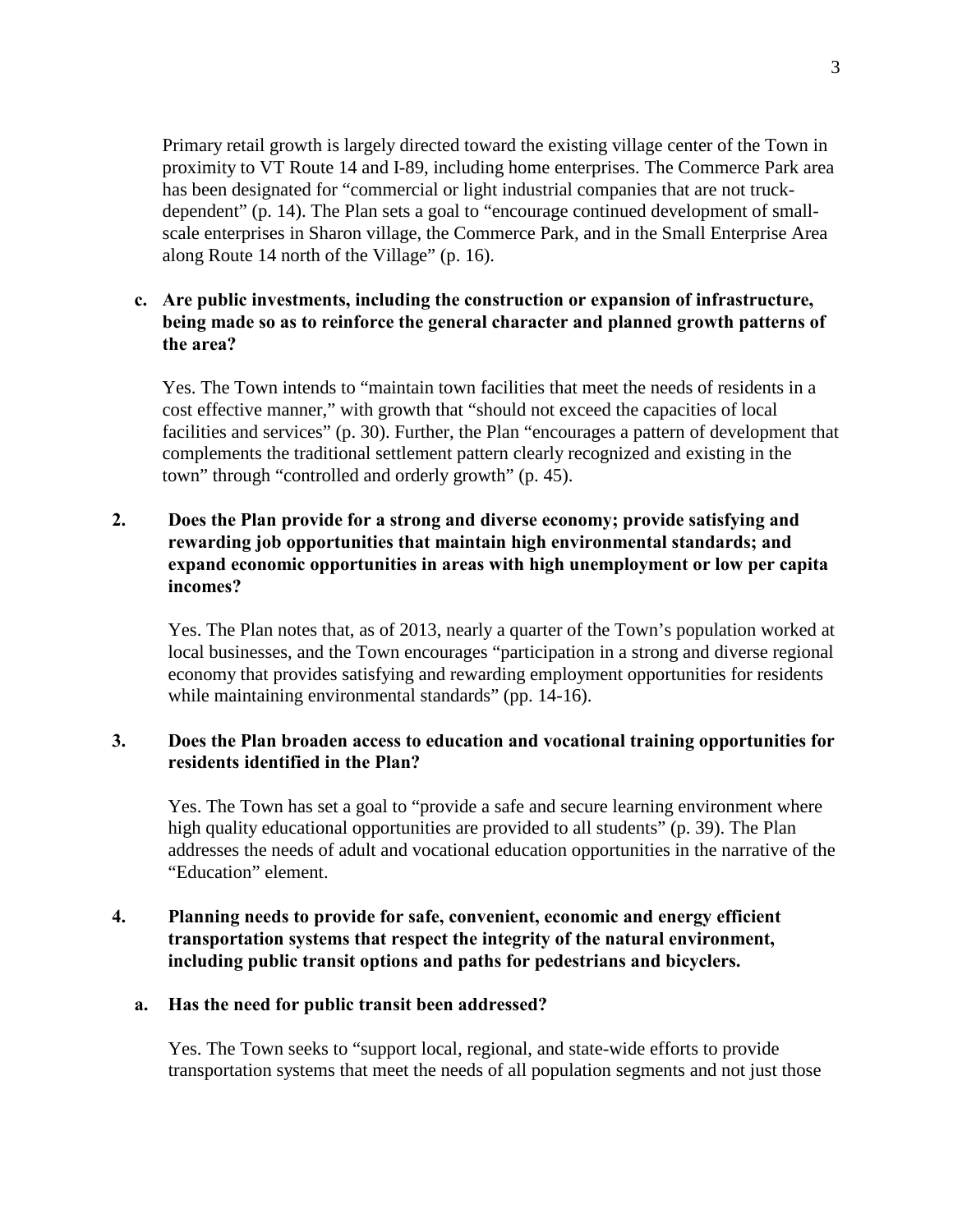Primary retail growth is largely directed toward the existing village center of the Town in proximity to VT Route 14 and I-89, including home enterprises. The Commerce Park area has been designated for "commercial or light industrial companies that are not truck-dependent" (p. 14). The Plan sets a goal to "encourage continued development of small-scale enterprises in Sharon village, the Commerce Park, and in the Small Enterprise Area along Route 14 north of the Village" (p. 16).

**c. Are public investments, including the construction or expansion of infrastructure, being made so as to reinforce the general character and planned growth patterns of the area?**

Yes. The Town intends to "maintain town facilities that meet the needs of residents in a cost effective manner," with growth that "should not exceed the capacities of local facilities and services" (p. 30). Further, the Plan "encourages a pattern of development that complements the traditional settlement pattern clearly recognized and existing in the town" through "controlled and orderly growth" (p. 45).

**2. Does the Plan provide for a strong and diverse economy; provide satisfying and rewarding job opportunities that maintain high environmental standards; and expand economic opportunities in areas with high unemployment or low per capita incomes?**

Yes. The Plan notes that, as of 2013, nearly a quarter of the Town's population worked at local businesses, and the Town encourages "participation in a strong and diverse regional economy that provides satisfying and rewarding employment opportunities for residents while maintaining environmental standards" (pp. 14-16).

**3. Does the Plan broaden access to education and vocational training opportunities for residents identified in the Plan?**

Yes. The Town has set a goal to "provide a safe and secure learning environment where high quality educational opportunities are provided to all students" (p. 39). The Plan addresses the needs of adult and vocational education opportunities in the narrative of the "Education" element.

**4. Planning needs to provide for safe, convenient, economic and energy efficient transportation systems that respect the integrity of the natural environment, including public transit options and paths for pedestrians and bicyclers.**

**a. Has the need for public transit been addressed?**

Yes. The Town seeks to "support local, regional, and state-wide efforts to provide transportation systems that meet the needs of all population segments and not just those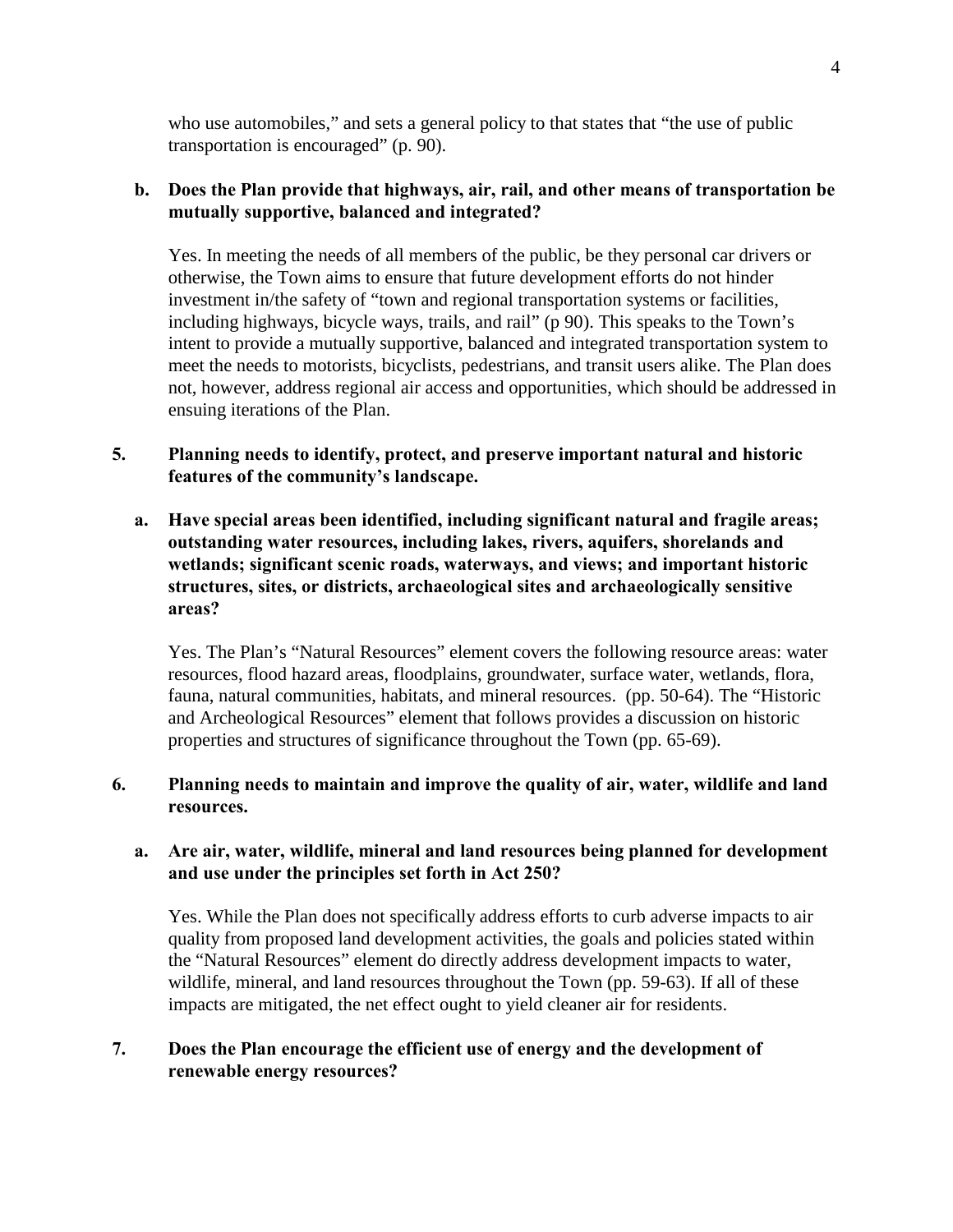who use automobiles," and sets a general policy to that states that "the use of public transportation is encouraged" (p. 90).

**b. Does the Plan provide that highways, air, rail, and other means of transportation be mutually supportive, balanced and integrated?**

Yes. In meeting the needs of all members of the public, be they personal car drivers or otherwise, the Town aims to ensure that future development efforts do not hinder investment in/the safety of "town and regional transportation systems or facilities, including highways, bicycle ways, trails, and rail" (p 90). This speaks to the Town's intent to provide a mutually supportive, balanced and integrated transportation system to meet the needs to motorists, bicyclists, pedestrians, and transit users alike. The Plan does not, however, address regional air access and opportunities, which should be addressed in ensuing iterations of the Plan.

**5. Planning needs to identify, protect, and preserve important natural and historic features of the community's landscape.**

**a. Have special areas been identified, including significant natural and fragile areas; outstanding water resources, including lakes, rivers, aquifers, shorelands and wetlands; significant scenic roads, waterways, and views; and important historic structures, sites, or districts, archaeological sites and archaeologically sensitive areas?**

Yes. The Plan's "Natural Resources" element covers the following resource areas: water resources, flood hazard areas, floodplains, groundwater, surface water, wetlands, flora, fauna, natural communities, habitats, and mineral resources. (pp. 50-64). The "Historic and Archeological Resources" element that follows provides a discussion on historic properties and structures of significance throughout the Town (pp. 65-69).

**6. Planning needs to maintain and improve the quality of air, water, wildlife and land resources.**

**a. Are air, water, wildlife, mineral and land resources being planned for development and use under the principles set forth in Act 250?**

Yes. While the Plan does not specifically address efforts to curb adverse impacts to air quality from proposed land development activities, the goals and policies stated within the "Natural Resources" element do directly address development impacts to water, wildlife, mineral, and land resources throughout the Town (pp. 59-63). If all of these impacts are mitigated, the net effect ought to yield cleaner air for residents.

**7. Does the Plan encourage the efficient use of energy and the development of renewable energy resources?**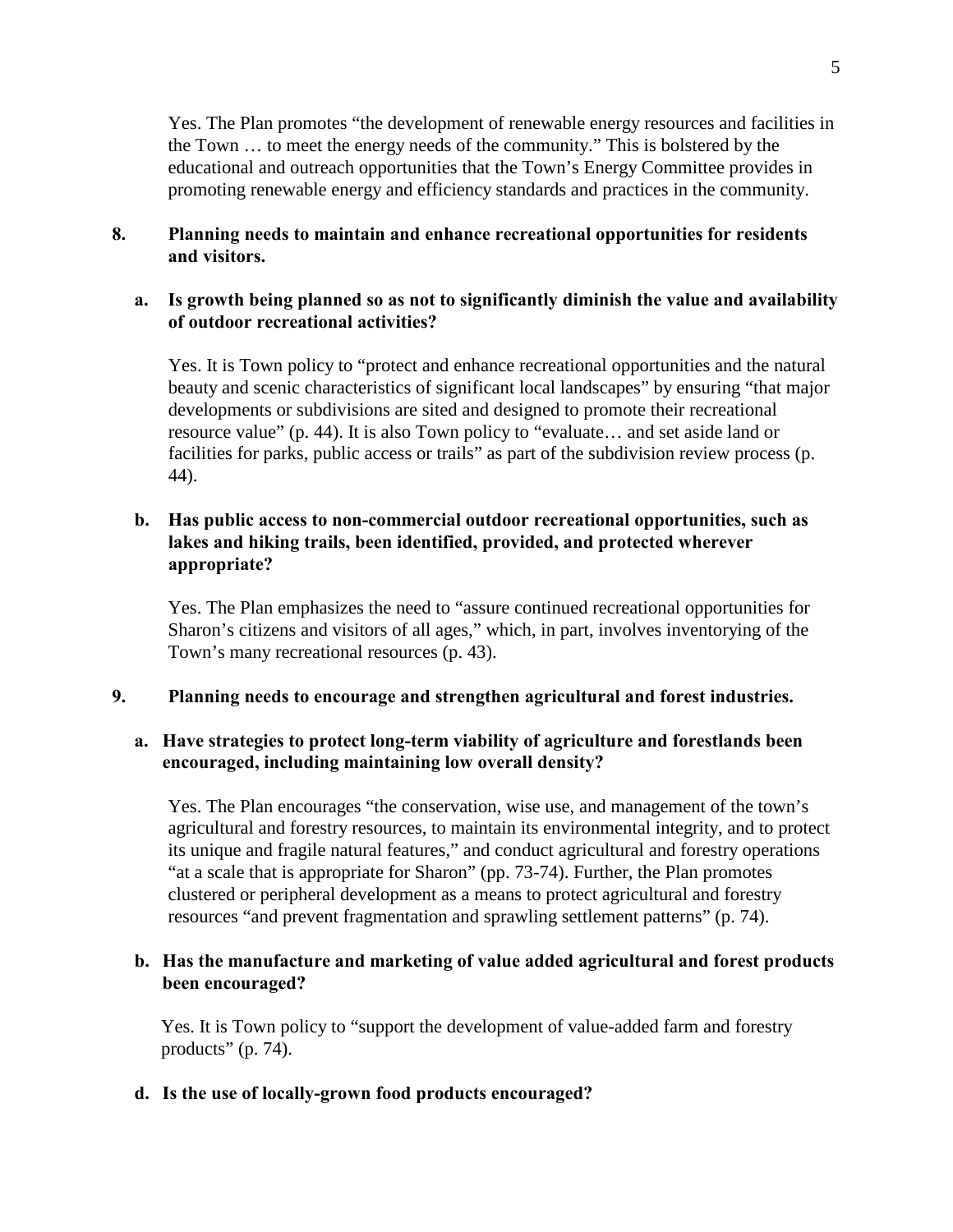Yes. The Plan promotes "the development of renewable energy resources and facilities in the Town … to meet the energy needs of the community." This is bolstered by the educational and outreach opportunities that the Town's Energy Committee provides in promoting renewable energy and efficiency standards and practices in the community.

**8. Planning needs to maintain and enhance recreational opportunities for residents and visitors.**

**a. Is growth being planned so as not to significantly diminish the value and availability of outdoor recreational activities?**

Yes. It is Town policy to "protect and enhance recreational opportunities and the natural beauty and scenic characteristics of significant local landscapes" by ensuring "that major developments or subdivisions are sited and designed to promote their recreational resource value" (p. 44). It is also Town policy to "evaluate… and set aside land or facilities for parks, public access or trails" as part of the subdivision review process (p. 44).

**b. Has public access to non-commercial outdoor recreational opportunities, such as lakes and hiking trails, been identified, provided, and protected wherever appropriate?**

Yes. The Plan emphasizes the need to "assure continued recreational opportunities for Sharon's citizens and visitors of all ages," which, in part, involves inventorying of the Town's many recreational resources (p. 43).

**9. Planning needs to encourage and strengthen agricultural and forest industries.**

**a. Have strategies to protect long-term viability of agriculture and forestlands been encouraged, including maintaining low overall density?**

Yes. The Plan encourages "the conservation, wise use, and management of the town's agricultural and forestry resources, to maintain its environmental integrity, and to protect its unique and fragile natural features," and conduct agricultural and forestry operations "at a scale that is appropriate for Sharon" (pp. 73-74). Further, the Plan promotes clustered or peripheral development as a means to protect agricultural and forestry resources "and prevent fragmentation and sprawling settlement patterns" (p. 74).

**b. Has the manufacture and marketing of value added agricultural and forest products been encouraged?**

Yes. It is Town policy to "support the development of value-added farm and forestry products" (p. 74).

**d. Is the use of locally-grown food products encouraged?**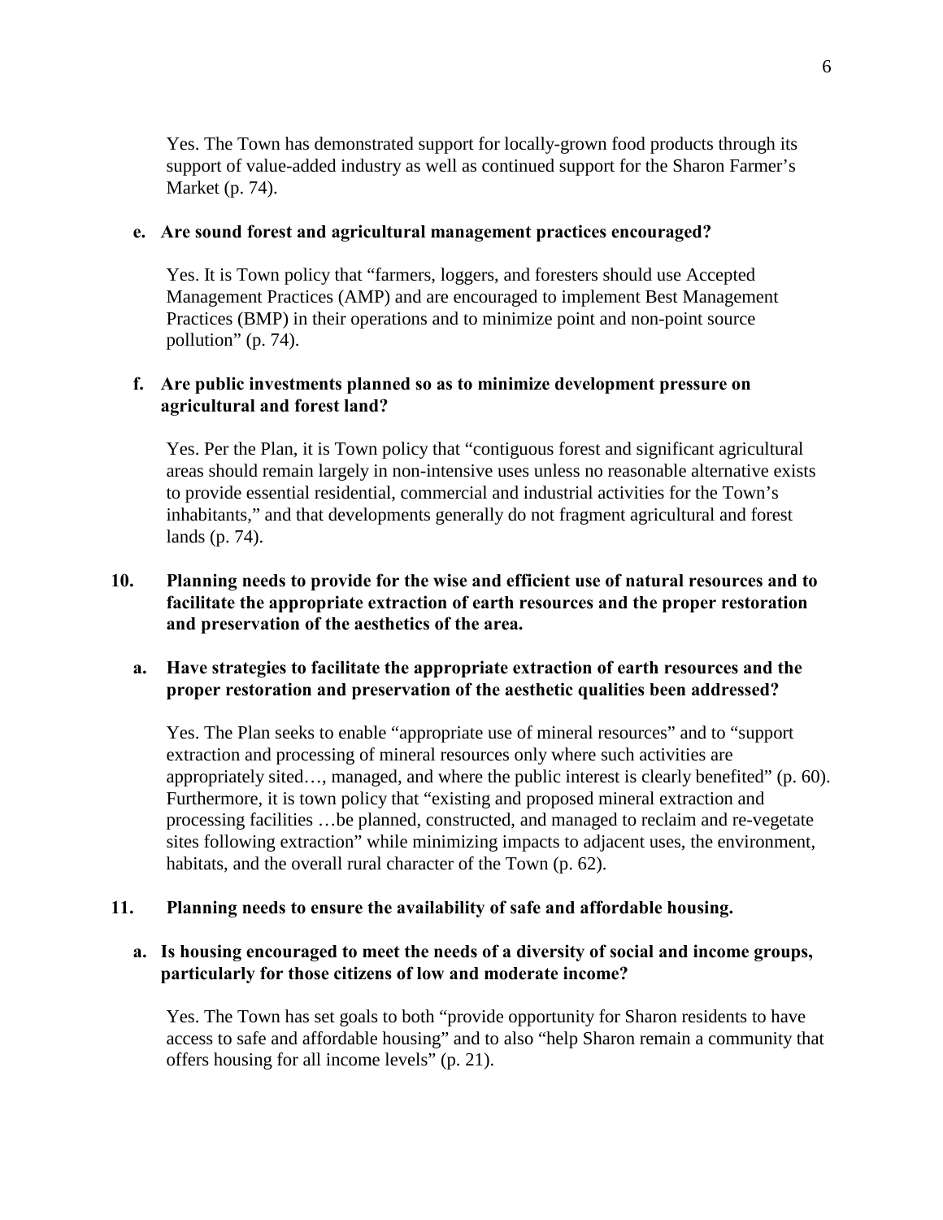Yes. The Town has demonstrated support for locally-grown food products through its support of value-added industry as well as continued support for the Sharon Farmer's Market (p. 74).

**e. Are sound forest and agricultural management practices encouraged?**

Yes. It is Town policy that "farmers, loggers, and foresters should use Accepted Management Practices (AMP) and are encouraged to implement Best Management Practices (BMP) in their operations and to minimize point and non-point source pollution" (p. 74).

**f. Are public investments planned so as to minimize development pressure on agricultural and forest land?**

Yes. Per the Plan, it is Town policy that "contiguous forest and significant agricultural areas should remain largely in non-intensive uses unless no reasonable alternative exists to provide essential residential, commercial and industrial activities for the Town's inhabitants," and that developments generally do not fragment agricultural and forest lands (p. 74).

**10. Planning needs to provide for the wise and efficient use of natural resources and to facilitate the appropriate extraction of earth resources and the proper restoration and preservation of the aesthetics of the area.**

**a. Have strategies to facilitate the appropriate extraction of earth resources and the proper restoration and preservation of the aesthetic qualities been addressed?**

Yes. The Plan seeks to enable "appropriate use of mineral resources" and to "support extraction and processing of mineral resources only where such activities are appropriately sited…, managed, and where the public interest is clearly benefited" (p. 60). Furthermore, it is town policy that "existing and proposed mineral extraction and processing facilities …be planned, constructed, and managed to reclaim and re-vegetate sites following extraction" while minimizing impacts to adjacent uses, the environment, habitats, and the overall rural character of the Town (p. 62).

**11. Planning needs to ensure the availability of safe and affordable housing.**

**a. Is housing encouraged to meet the needs of a diversity of social and income groups, particularly for those citizens of low and moderate income?**

Yes. The Town has set goals to both "provide opportunity for Sharon residents to have access to safe and affordable housing" and to also "help Sharon remain a community that offers housing for all income levels" (p. 21).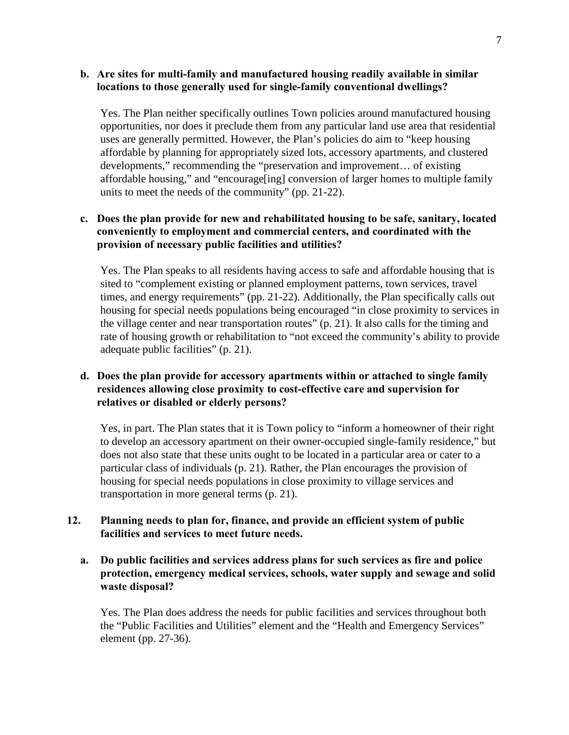**b. Are sites for multi-family and manufactured housing readily available in similar locations to those generally used for single-family conventional dwellings?**

Yes. The Plan neither specifically outlines Town policies around manufactured housing opportunities, nor does it preclude them from any particular land use area that residential uses are generally permitted. However, the Plan's policies do aim to "keep housing affordable by planning for appropriately sized lots, accessory apartments, and clustered developments," recommending the "preservation and improvement… of existing affordable housing," and "encourage[ing] conversion of larger homes to multiple family units to meet the needs of the community" (pp. 21-22).

**c. Does the plan provide for new and rehabilitated housing to be safe, sanitary, located conveniently to employment and commercial centers, and coordinated with the provision of necessary public facilities and utilities?**

Yes. The Plan speaks to all residents having access to safe and affordable housing that is sited to "complement existing or planned employment patterns, town services, travel times, and energy requirements" (pp. 21-22). Additionally, the Plan specifically calls out housing for special needs populations being encouraged "in close proximity to services in the village center and near transportation routes" (p. 21). It also calls for the timing and rate of housing growth or rehabilitation to "not exceed the community's ability to provide adequate public facilities" (p. 21).

**d. Does the plan provide for accessory apartments within or attached to single family residences allowing close proximity to cost-effective care and supervision for relatives or disabled or elderly persons?**

Yes, in part. The Plan states that it is Town policy to "inform a homeowner of their right to develop an accessory apartment on their owner-occupied single-family residence," but does not also state that these units ought to be located in a particular area or cater to a particular class of individuals (p. 21). Rather, the Plan encourages the provision of housing for special needs populations in close proximity to village services and transportation in more general terms (p. 21).

**12. Planning needs to plan for, finance, and provide an efficient system of public facilities and services to meet future needs.**

**a. Do public facilities and services address plans for such services as fire and police protection, emergency medical services, schools, water supply and sewage and solid waste disposal?**

Yes. The Plan does address the needs for public facilities and services throughout both the "Public Facilities and Utilities" element and the "Health and Emergency Services" element (pp. 27-36).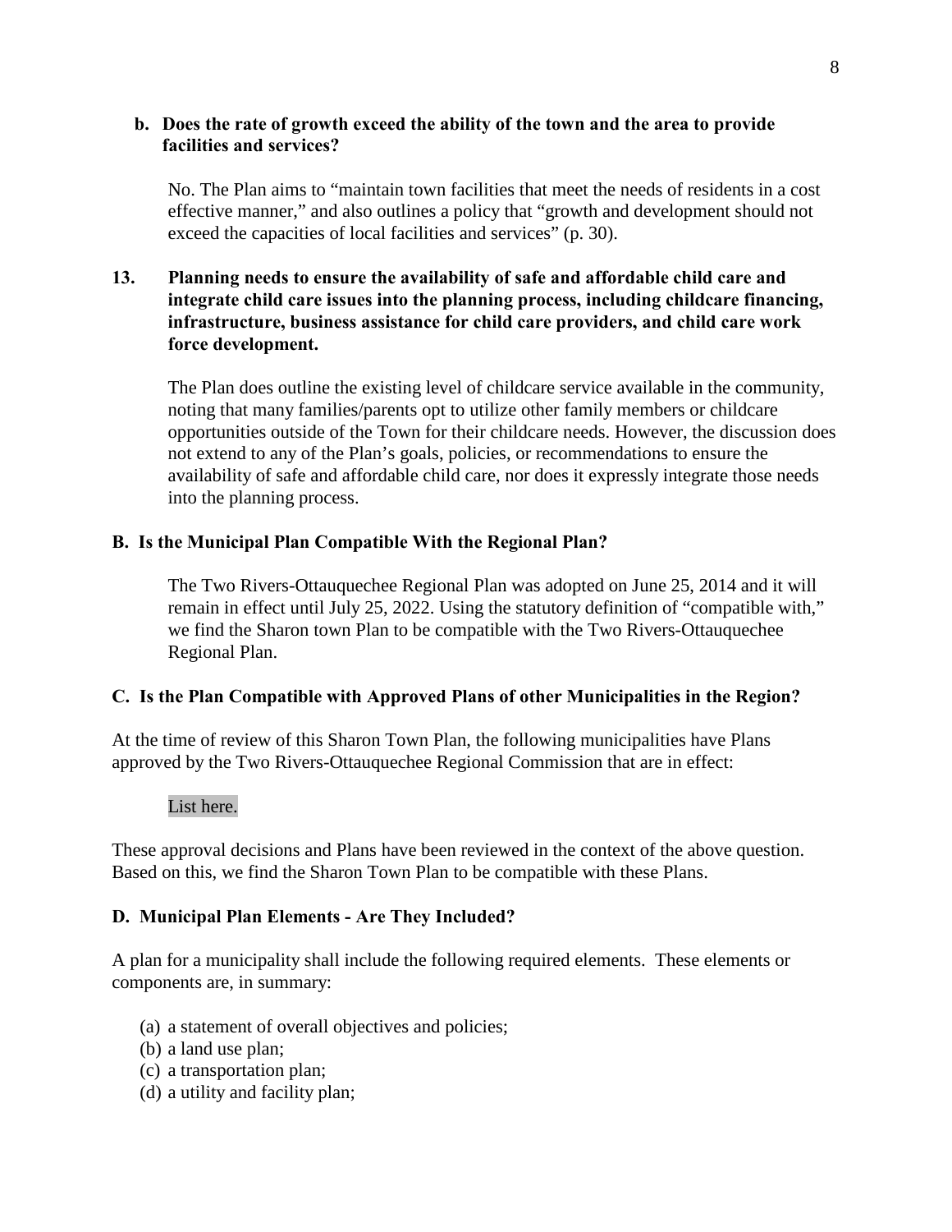**b. Does the rate of growth exceed the ability of the town and the area to provide facilities and services?**

No. The Plan aims to "maintain town facilities that meet the needs of residents in a cost effective manner," and also outlines a policy that "growth and development should not exceed the capacities of local facilities and services" (p. 30).

**13. Planning needs to ensure the availability of safe and affordable child care and integrate child care issues into the planning process, including childcare financing, infrastructure, business assistance for child care providers, and child care work force development.**

The Plan does outline the existing level of childcare service available in the community, noting that many families/parents opt to utilize other family members or childcare opportunities outside of the Town for their childcare needs. However, the discussion does not extend to any of the Plan's goals, policies, or recommendations to ensure the availability of safe and affordable child care, nor does it expressly integrate those needs into the planning process.

**B. Is the Municipal Plan Compatible With the Regional Plan?**

The Two Rivers-Ottauquechee Regional Plan was adopted on June 25, 2014 and it will remain in effect until July 25, 2022. Using the statutory definition of "compatible with," we find the Sharon town Plan to be compatible with the Two Rivers-Ottauquechee Regional Plan.

**C. Is the Plan Compatible with Approved Plans of other Municipalities in the Region?**

At the time of review of this Sharon Town Plan, the following municipalities have Plans approved by the Two Rivers-Ottauquechee Regional Commission that are in effect:

List here.

These approval decisions and Plans have been reviewed in the context of the above question. Based on this, we find the Sharon Town Plan to be compatible with these Plans.

**D. Municipal Plan Elements - Are They Included?**

A plan for a municipality shall include the following required elements. These elements or components are, in summary:

(a) a statement of overall objectives and policies;
(b) a land use plan;
(c) a transportation plan;
(d) a utility and facility plan;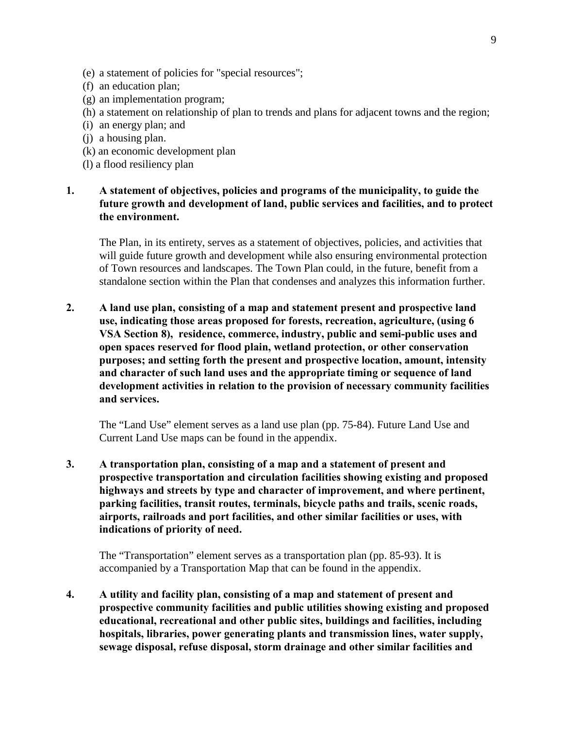(e) a statement of policies for "special resources";
(f) an education plan;
(g) an implementation program;
(h) a statement on relationship of plan to trends and plans for adjacent towns and the region;
(i) an energy plan; and
(j) a housing plan.
(k) an economic development plan
(l) a flood resiliency plan

**1. A statement of objectives, policies and programs of the municipality, to guide the future growth and development of land, public services and facilities, and to protect the environment.**

The Plan, in its entirety, serves as a statement of objectives, policies, and activities that will guide future growth and development while also ensuring environmental protection of Town resources and landscapes. The Town Plan could, in the future, benefit from a standalone section within the Plan that condenses and analyzes this information further.

**2. A land use plan, consisting of a map and statement present and prospective land use, indicating those areas proposed for forests, recreation, agriculture, (using 6 VSA Section 8), residence, commerce, industry, public and semi-public uses and open spaces reserved for flood plain, wetland protection, or other conservation purposes; and setting forth the present and prospective location, amount, intensity and character of such land uses and the appropriate timing or sequence of land development activities in relation to the provision of necessary community facilities and services.**

The "Land Use" element serves as a land use plan (pp. 75-84). Future Land Use and Current Land Use maps can be found in the appendix.

**3. A transportation plan, consisting of a map and a statement of present and prospective transportation and circulation facilities showing existing and proposed highways and streets by type and character of improvement, and where pertinent, parking facilities, transit routes, terminals, bicycle paths and trails, scenic roads, airports, railroads and port facilities, and other similar facilities or uses, with indications of priority of need.**

The "Transportation" element serves as a transportation plan (pp. 85-93). It is accompanied by a Transportation Map that can be found in the appendix.

**4. A utility and facility plan, consisting of a map and statement of present and prospective community facilities and public utilities showing existing and proposed educational, recreational and other public sites, buildings and facilities, including hospitals, libraries, power generating plants and transmission lines, water supply, sewage disposal, refuse disposal, storm drainage and other similar facilities and**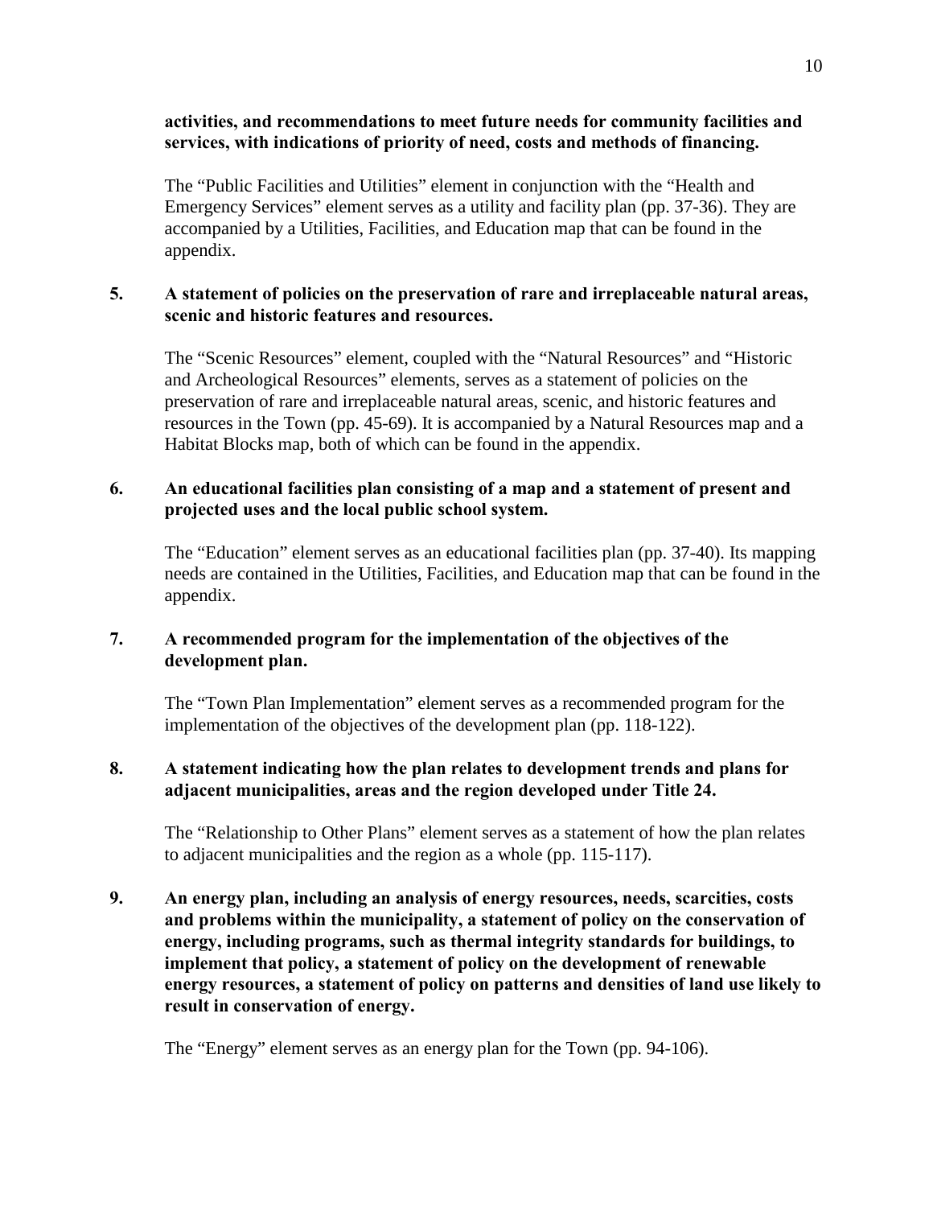**activities, and recommendations to meet future needs for community facilities and services, with indications of priority of need, costs and methods of financing.**

The "Public Facilities and Utilities" element in conjunction with the "Health and Emergency Services" element serves as a utility and facility plan (pp. 37-36). They are accompanied by a Utilities, Facilities, and Education map that can be found in the appendix.

**5. A statement of policies on the preservation of rare and irreplaceable natural areas, scenic and historic features and resources.**

The "Scenic Resources" element, coupled with the "Natural Resources" and "Historic and Archeological Resources" elements, serves as a statement of policies on the preservation of rare and irreplaceable natural areas, scenic, and historic features and resources in the Town (pp. 45-69). It is accompanied by a Natural Resources map and a Habitat Blocks map, both of which can be found in the appendix.

**6. An educational facilities plan consisting of a map and a statement of present and projected uses and the local public school system.**

The "Education" element serves as an educational facilities plan (pp. 37-40). Its mapping needs are contained in the Utilities, Facilities, and Education map that can be found in the appendix.

**7. A recommended program for the implementation of the objectives of the development plan.**

The "Town Plan Implementation" element serves as a recommended program for the implementation of the objectives of the development plan (pp. 118-122).

**8. A statement indicating how the plan relates to development trends and plans for adjacent municipalities, areas and the region developed under Title 24.**

The "Relationship to Other Plans" element serves as a statement of how the plan relates to adjacent municipalities and the region as a whole (pp. 115-117).

**9. An energy plan, including an analysis of energy resources, needs, scarcities, costs and problems within the municipality, a statement of policy on the conservation of energy, including programs, such as thermal integrity standards for buildings, to implement that policy, a statement of policy on the development of renewable energy resources, a statement of policy on patterns and densities of land use likely to result in conservation of energy.**

The "Energy" element serves as an energy plan for the Town (pp. 94-106).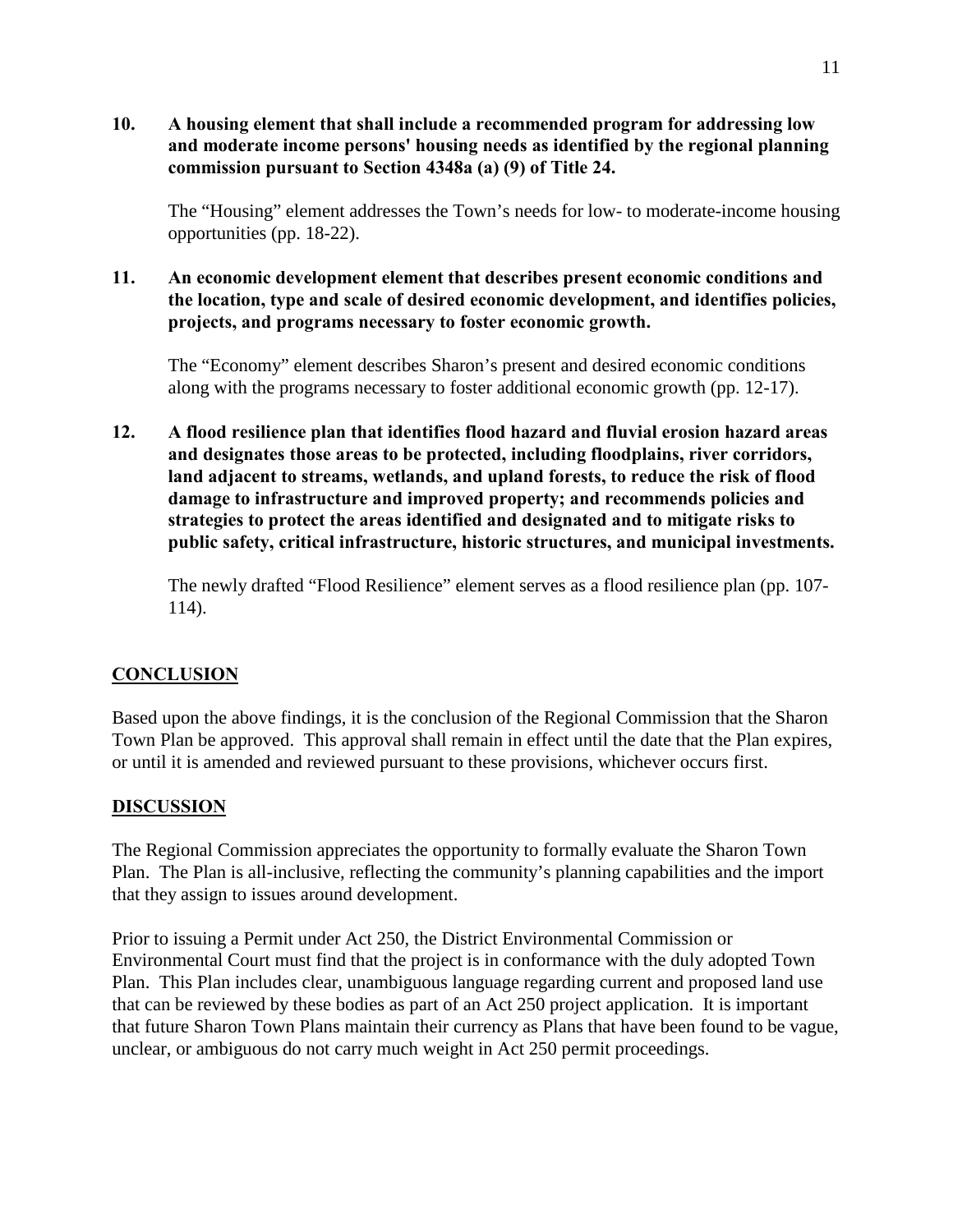**10. A housing element that shall include a recommended program for addressing low and moderate income persons' housing needs as identified by the regional planning commission pursuant to Section 4348a (a) (9) of Title 24.**

The "Housing" element addresses the Town's needs for low- to moderate-income housing opportunities (pp. 18-22).

**11. An economic development element that describes present economic conditions and the location, type and scale of desired economic development, and identifies policies, projects, and programs necessary to foster economic growth.**

The "Economy" element describes Sharon's present and desired economic conditions along with the programs necessary to foster additional economic growth (pp. 12-17).

**12. A flood resilience plan that identifies flood hazard and fluvial erosion hazard areas and designates those areas to be protected, including floodplains, river corridors, land adjacent to streams, wetlands, and upland forests, to reduce the risk of flood damage to infrastructure and improved property; and recommends policies and strategies to protect the areas identified and designated and to mitigate risks to public safety, critical infrastructure, historic structures, and municipal investments.**

The newly drafted "Flood Resilience" element serves as a flood resilience plan (pp. 107-114).

## CONCLUSION

Based upon the above findings, it is the conclusion of the Regional Commission that the Sharon Town Plan be approved. This approval shall remain in effect until the date that the Plan expires, or until it is amended and reviewed pursuant to these provisions, whichever occurs first.

## DISCUSSION

The Regional Commission appreciates the opportunity to formally evaluate the Sharon Town Plan. The Plan is all-inclusive, reflecting the community's planning capabilities and the import that they assign to issues around development.

Prior to issuing a Permit under Act 250, the District Environmental Commission or Environmental Court must find that the project is in conformance with the duly adopted Town Plan. This Plan includes clear, unambiguous language regarding current and proposed land use that can be reviewed by these bodies as part of an Act 250 project application. It is important that future Sharon Town Plans maintain their currency as Plans that have been found to be vague, unclear, or ambiguous do not carry much weight in Act 250 permit proceedings.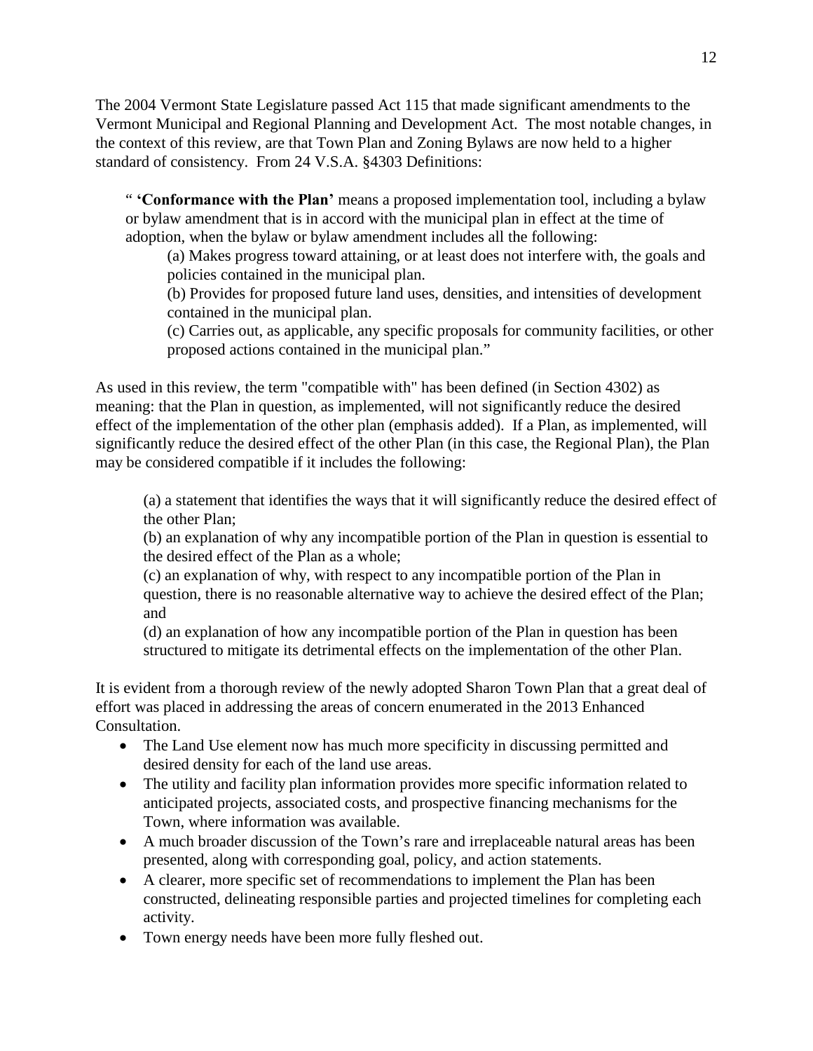The 2004 Vermont State Legislature passed Act 115 that made significant amendments to the Vermont Municipal and Regional Planning and Development Act. The most notable changes, in the context of this review, are that Town Plan and Zoning Bylaws are now held to a higher standard of consistency. From 24 V.S.A. §4303 Definitions:

> " **'Conformance with the Plan'** means a proposed implementation tool, including a bylaw or bylaw amendment that is in accord with the municipal plan in effect at the time of adoption, when the bylaw or bylaw amendment includes all the following:
>
> (a) Makes progress toward attaining, or at least does not interfere with, the goals and policies contained in the municipal plan.
>
> (b) Provides for proposed future land uses, densities, and intensities of development contained in the municipal plan.
>
> (c) Carries out, as applicable, any specific proposals for community facilities, or other proposed actions contained in the municipal plan."

As used in this review, the term "compatible with" has been defined (in Section 4302) as meaning: that the Plan in question, as implemented, will not significantly reduce the desired effect of the implementation of the other plan (emphasis added). If a Plan, as implemented, will significantly reduce the desired effect of the other Plan (in this case, the Regional Plan), the Plan may be considered compatible if it includes the following:

> (a) a statement that identifies the ways that it will significantly reduce the desired effect of the other Plan;
>
> (b) an explanation of why any incompatible portion of the Plan in question is essential to the desired effect of the Plan as a whole;
>
> (c) an explanation of why, with respect to any incompatible portion of the Plan in question, there is no reasonable alternative way to achieve the desired effect of the Plan; and
>
> (d) an explanation of how any incompatible portion of the Plan in question has been structured to mitigate its detrimental effects on the implementation of the other Plan.

It is evident from a thorough review of the newly adopted Sharon Town Plan that a great deal of effort was placed in addressing the areas of concern enumerated in the 2013 Enhanced Consultation.

- The Land Use element now has much more specificity in discussing permitted and desired density for each of the land use areas.
- The utility and facility plan information provides more specific information related to anticipated projects, associated costs, and prospective financing mechanisms for the Town, where information was available.
- A much broader discussion of the Town's rare and irreplaceable natural areas has been presented, along with corresponding goal, policy, and action statements.
- A clearer, more specific set of recommendations to implement the Plan has been constructed, delineating responsible parties and projected timelines for completing each activity.
- Town energy needs have been more fully fleshed out.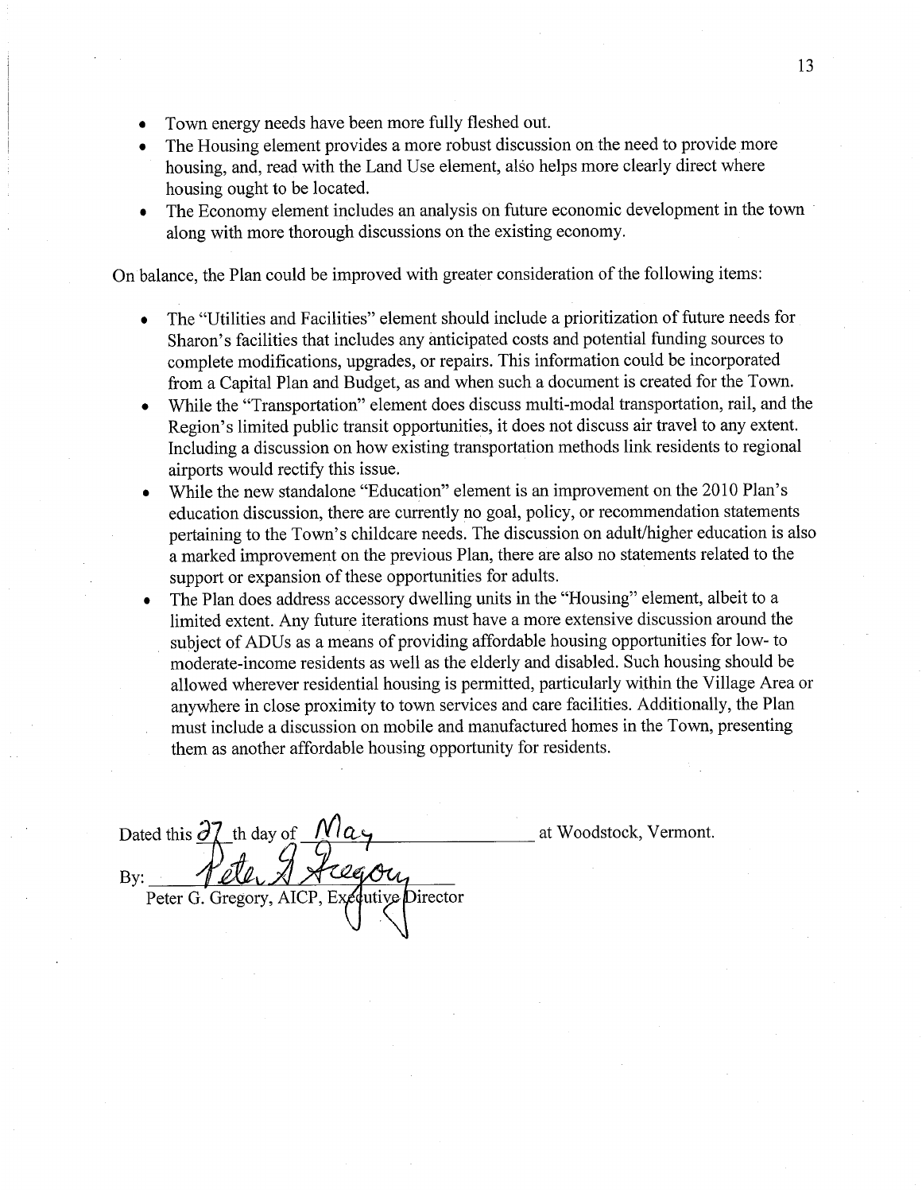- Town energy needs have been more fully fleshed out.
- The Housing element provides a more robust discussion on the need to provide more housing, and, read with the Land Use element, also helps more clearly direct where housing ought to be located.
- The Economy element includes an analysis on future economic development in the town along with more thorough discussions on the existing economy.

On balance, the Plan could be improved with greater consideration of the following items:

- The "Utilities and Facilities" element should include a prioritization of future needs for Sharon's facilities that includes any anticipated costs and potential funding sources to complete modifications, upgrades, or repairs. This information could be incorporated from a Capital Plan and Budget, as and when such a document is created for the Town.
- While the "Transportation" element does discuss multi-modal transportation, rail, and the Region's limited public transit opportunities, it does not discuss air travel to any extent. Including a discussion on how existing transportation methods link residents to regional airports would rectify this issue.
- While the new standalone "Education" element is an improvement on the 2010 Plan's education discussion, there are currently no goal, policy, or recommendation statements pertaining to the Town's childcare needs. The discussion on adult/higher education is also a marked improvement on the previous Plan, there are also no statements related to the support or expansion of these opportunities for adults.
- The Plan does address accessory dwelling units in the "Housing" element, albeit to a limited extent. Any future iterations must have a more extensive discussion around the subject of ADUs as a means of providing affordable housing opportunities for low- to moderate-income residents as well as the elderly and disabled. Such housing should be allowed wherever residential housing is permitted, particularly within the Village Area or anywhere in close proximity to town services and care facilities. Additionally, the Plan must include a discussion on mobile and manufactured homes in the Town, presenting them as another affordable housing opportunity for residents.

Dated this 27th day of May at Woodstock, Vermont.

By: Peter G. Gregory

Peter G. Gregory, AICP, Executive Director